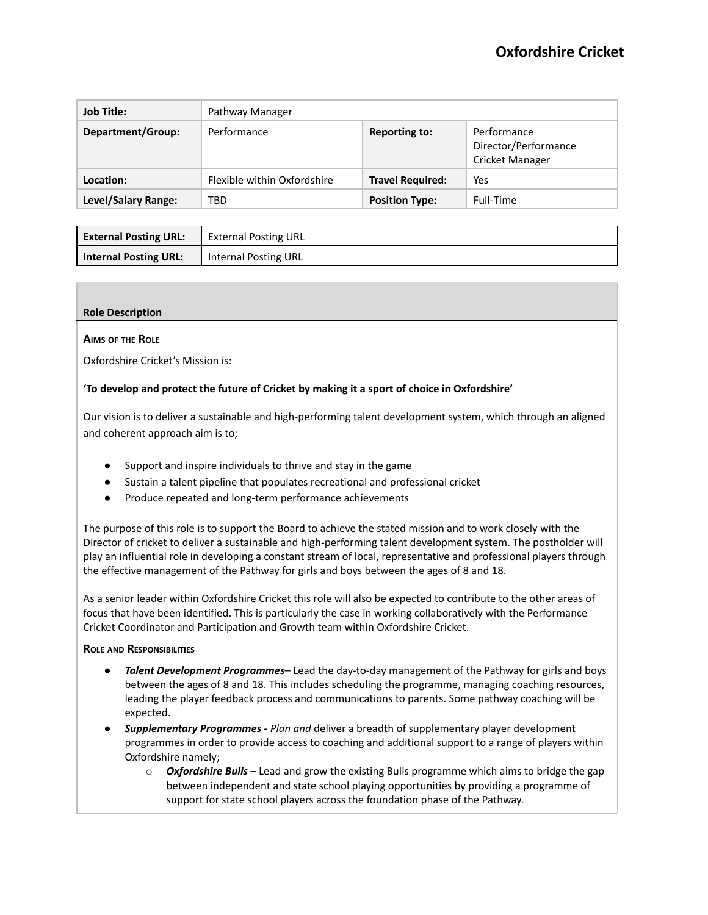# Oxfordshire Cricket

| Job Title: | Pathway Manager | | |
|---|---|---|---|
| Department/Group: | Performance | Reporting to: | Performance Director/Performance Cricket Manager |
| Location: | Flexible within Oxfordshire | Travel Required: | Yes |
| Level/Salary Range: | TBD | Position Type: | Full-Time |

| External Posting URL: | External Posting URL |
|---|---|
| Internal Posting URL: | Internal Posting URL |

## Role Description

### Aims of the Role

Oxfordshire Cricket's Mission is:

**'To develop and protect the future of Cricket by making it a sport of choice in Oxfordshire'**

Our vision is to deliver a sustainable and high-performing talent development system, which through an aligned and coherent approach aim is to;

- Support and inspire individuals to thrive and stay in the game
- Sustain a talent pipeline that populates recreational and professional cricket
- Produce repeated and long-term performance achievements

The purpose of this role is to support the Board to achieve the stated mission and to work closely with the Director of cricket to deliver a sustainable and high-performing talent development system. The postholder will play an influential role in developing a constant stream of local, representative and professional players through the effective management of the Pathway for girls and boys between the ages of 8 and 18.

As a senior leader within Oxfordshire Cricket this role will also be expected to contribute to the other areas of focus that have been identified. This is particularly the case in working collaboratively with the Performance Cricket Coordinator and Participation and Growth team within Oxfordshire Cricket.

### Role and Responsibilities

- ***Talent Development Programmes***– Lead the day-to-day management of the Pathway for girls and boys between the ages of 8 and 18. This includes scheduling the programme, managing coaching resources, leading the player feedback process and communications to parents. Some pathway coaching will be expected.
- ***Supplementary Programmes -*** *Plan and* deliver a breadth of supplementary player development programmes in order to provide access to coaching and additional support to a range of players within Oxfordshire namely;
    - ***Oxfordshire Bulls*** – Lead and grow the existing Bulls programme which aims to bridge the gap between independent and state school playing opportunities by providing a programme of support for state school players across the foundation phase of the Pathway.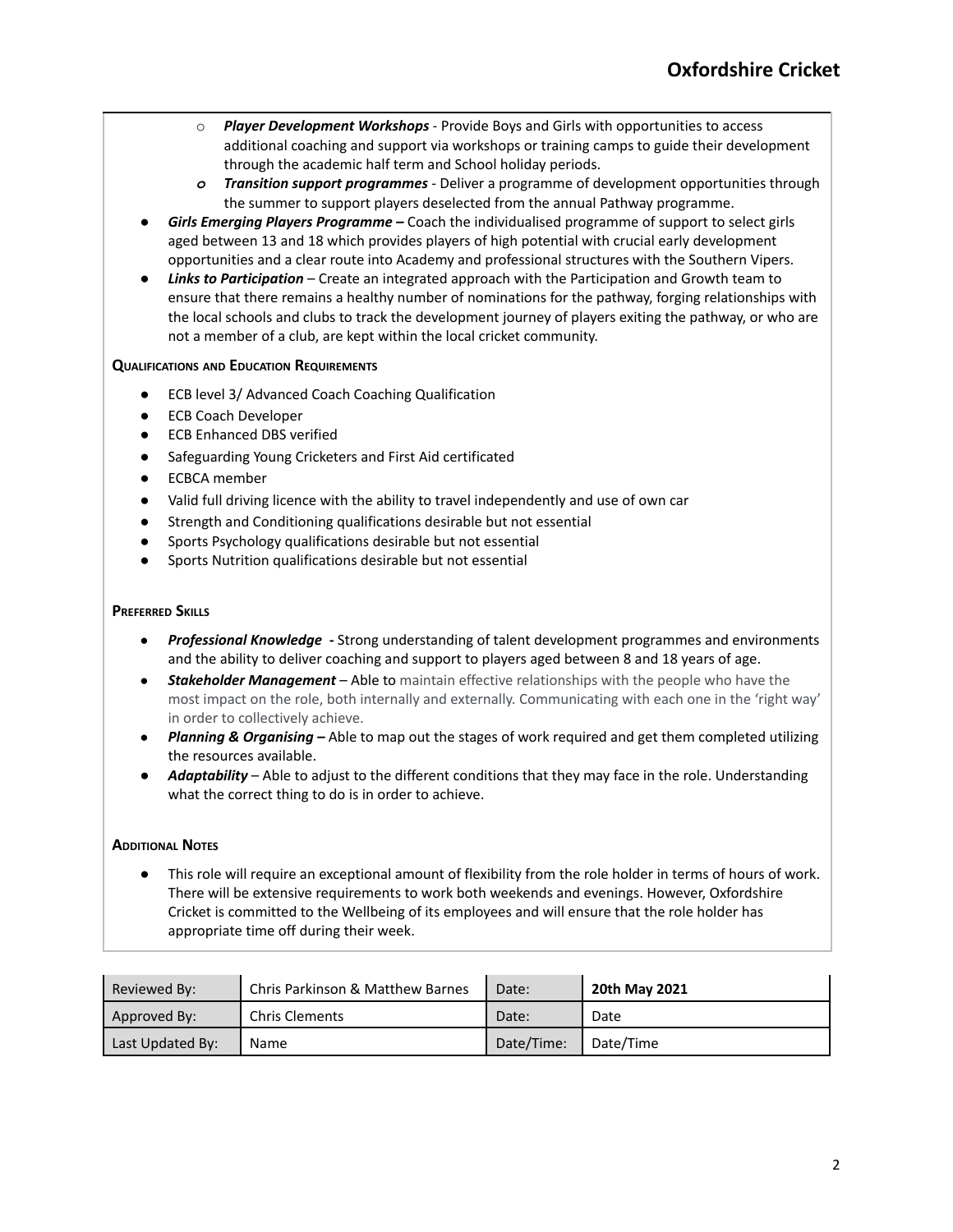- *Player Development Workshops* - Provide Boys and Girls with opportunities to access additional coaching and support via workshops or training camps to guide their development through the academic half term and School holiday periods.
- *Transition support programmes* - Deliver a programme of development opportunities through the summer to support players deselected from the annual Pathway programme.

- ***Girls Emerging Players Programme –*** Coach the individualised programme of support to select girls aged between 13 and 18 which provides players of high potential with crucial early development opportunities and a clear route into Academy and professional structures with the Southern Vipers.
- ***Links to Participation*** – Create an integrated approach with the Participation and Growth team to ensure that there remains a healthy number of nominations for the pathway, forging relationships with the local schools and clubs to track the development journey of players exiting the pathway, or who are not a member of a club, are kept within the local cricket community.

**Qualifications and Education Requirements**

- ECB level 3/ Advanced Coach Coaching Qualification
- ECB Coach Developer
- ECB Enhanced DBS verified
- Safeguarding Young Cricketers and First Aid certificated
- ECBCA member
- Valid full driving licence with the ability to travel independently and use of own car
- Strength and Conditioning qualifications desirable but not essential
- Sports Psychology qualifications desirable but not essential
- Sports Nutrition qualifications desirable but not essential

**Preferred Skills**

- ***Professional Knowledge -*** Strong understanding of talent development programmes and environments and the ability to deliver coaching and support to players aged between 8 and 18 years of age.
- ***Stakeholder Management*** – Able to maintain effective relationships with the people who have the most impact on the role, both internally and externally. Communicating with each one in the 'right way' in order to collectively achieve.
- ***Planning & Organising –*** Able to map out the stages of work required and get them completed utilizing the resources available.
- ***Adaptability*** – Able to adjust to the different conditions that they may face in the role. Understanding what the correct thing to do is in order to achieve.

**Additional Notes**

- This role will require an exceptional amount of flexibility from the role holder in terms of hours of work. There will be extensive requirements to work both weekends and evenings. However, Oxfordshire Cricket is committed to the Wellbeing of its employees and will ensure that the role holder has appropriate time off during their week.

| | | | |
|---|---|---|---|
| Reviewed By: | Chris Parkinson & Matthew Barnes | Date: | **20th May 2021** |
| Approved By: | Chris Clements | Date: | Date |
| Last Updated By: | Name | Date/Time: | Date/Time |